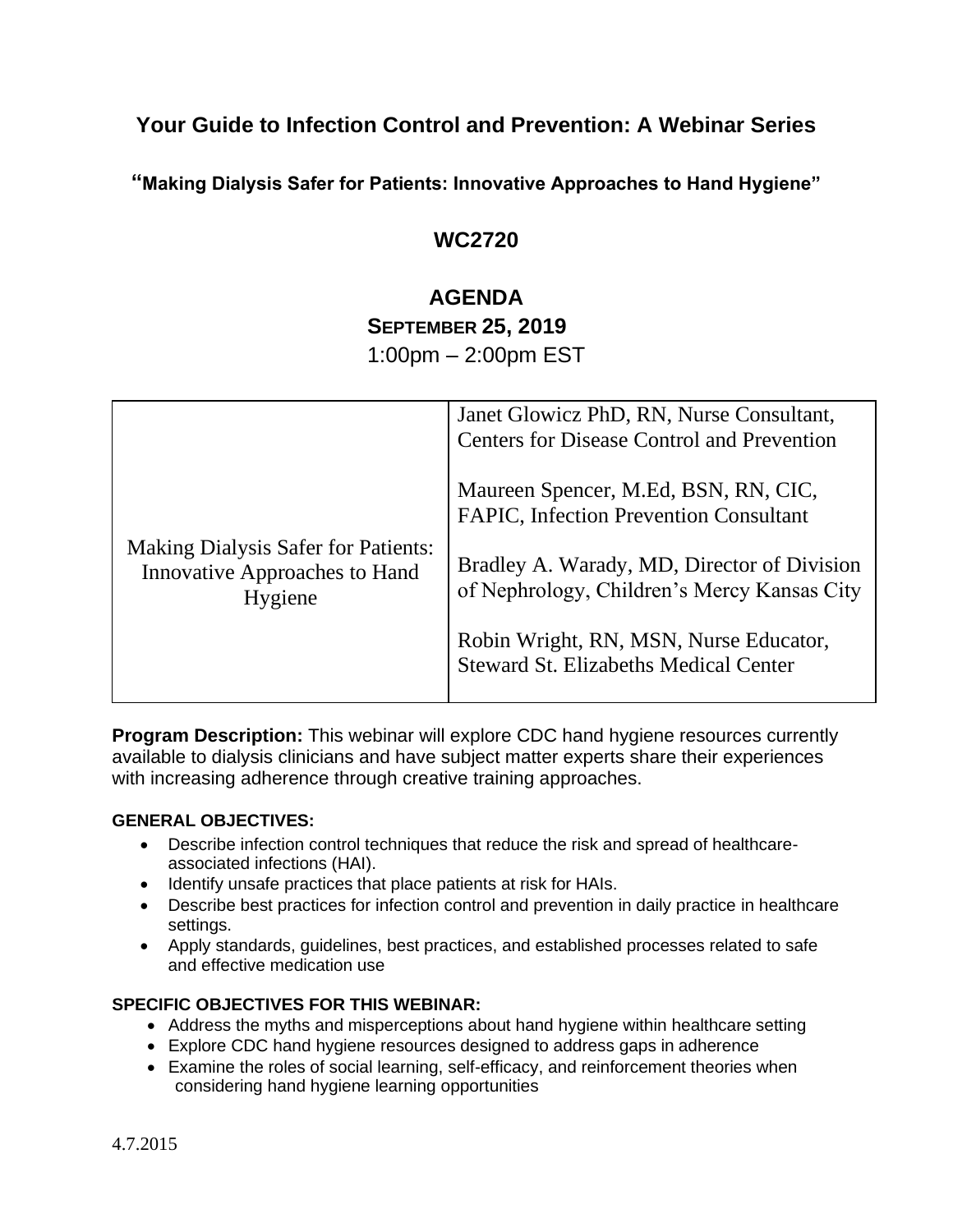# Your Guide to Infection Control and Prevention: A Webinar Series

## "Making Dialysis Safer for Patients: Innovative Approaches to Hand Hygiene"

## WC2720

## AGENDA

**SEPTEMBER 25, 2019**

1:00pm – 2:00pm EST

| Making Dialysis Safer for Patients: Innovative Approaches to Hand Hygiene | Janet Glowicz PhD, RN, Nurse Consultant, Centers for Disease Control and Prevention<br><br>Maureen Spencer, M.Ed, BSN, RN, CIC, FAPIC, Infection Prevention Consultant<br><br>Bradley A. Warady, MD, Director of Division of Nephrology, Children's Mercy Kansas City<br><br>Robin Wright, RN, MSN, Nurse Educator, Steward St. Elizabeths Medical Center |
|---|---|

**Program Description:** This webinar will explore CDC hand hygiene resources currently available to dialysis clinicians and have subject matter experts share their experiences with increasing adherence through creative training approaches.

**GENERAL OBJECTIVES:**

- Describe infection control techniques that reduce the risk and spread of healthcare-associated infections (HAI).
- Identify unsafe practices that place patients at risk for HAIs.
- Describe best practices for infection control and prevention in daily practice in healthcare settings.
- Apply standards, guidelines, best practices, and established processes related to safe and effective medication use

**SPECIFIC OBJECTIVES FOR THIS WEBINAR:**

- Address the myths and misperceptions about hand hygiene within healthcare setting
- Explore CDC hand hygiene resources designed to address gaps in adherence
- Examine the roles of social learning, self-efficacy, and reinforcement theories when considering hand hygiene learning opportunities

4.7.2015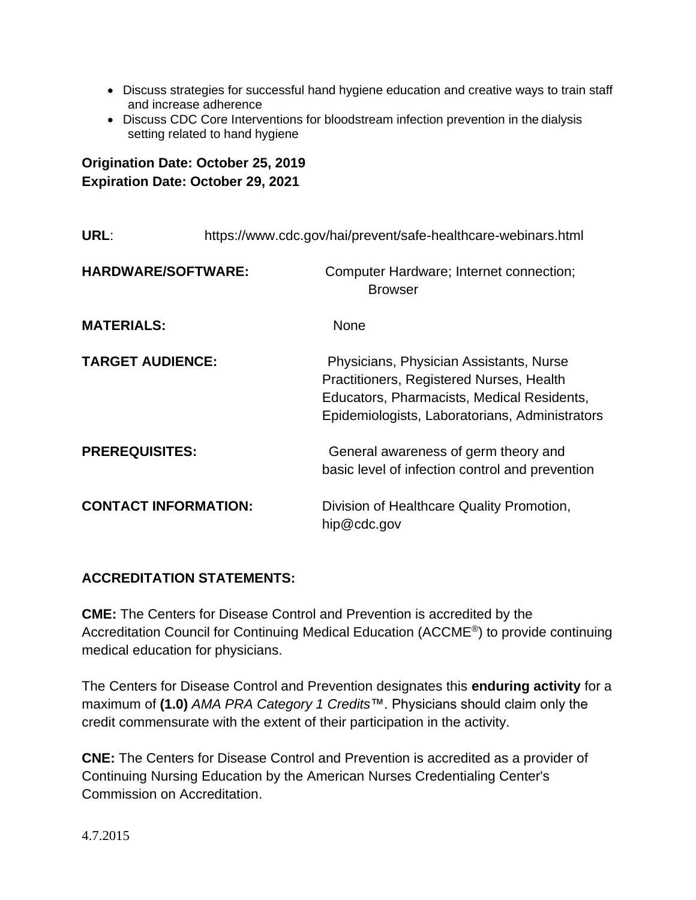- Discuss strategies for successful hand hygiene education and creative ways to train staff and increase adherence
- Discuss CDC Core Interventions for bloodstream infection prevention in the dialysis setting related to hand hygiene

**Origination Date: October 25, 2019**
**Expiration Date: October 29, 2021**

**URL**: https://www.cdc.gov/hai/prevent/safe-healthcare-webinars.html

**HARDWARE/SOFTWARE:** Computer Hardware; Internet connection; Browser

**MATERIALS:** None

**TARGET AUDIENCE:** Physicians, Physician Assistants, Nurse Practitioners, Registered Nurses, Health Educators, Pharmacists, Medical Residents, Epidemiologists, Laboratorians, Administrators

**PREREQUISITES:** General awareness of germ theory and basic level of infection control and prevention

**CONTACT INFORMATION:** Division of Healthcare Quality Promotion, hip@cdc.gov

**ACCREDITATION STATEMENTS:**

**CME:** The Centers for Disease Control and Prevention is accredited by the Accreditation Council for Continuing Medical Education (ACCME®) to provide continuing medical education for physicians.

The Centers for Disease Control and Prevention designates this **enduring activity** for a maximum of **(1.0)** *AMA PRA Category 1 Credits*™. Physicians should claim only the credit commensurate with the extent of their participation in the activity.

**CNE:** The Centers for Disease Control and Prevention is accredited as a provider of Continuing Nursing Education by the American Nurses Credentialing Center's Commission on Accreditation.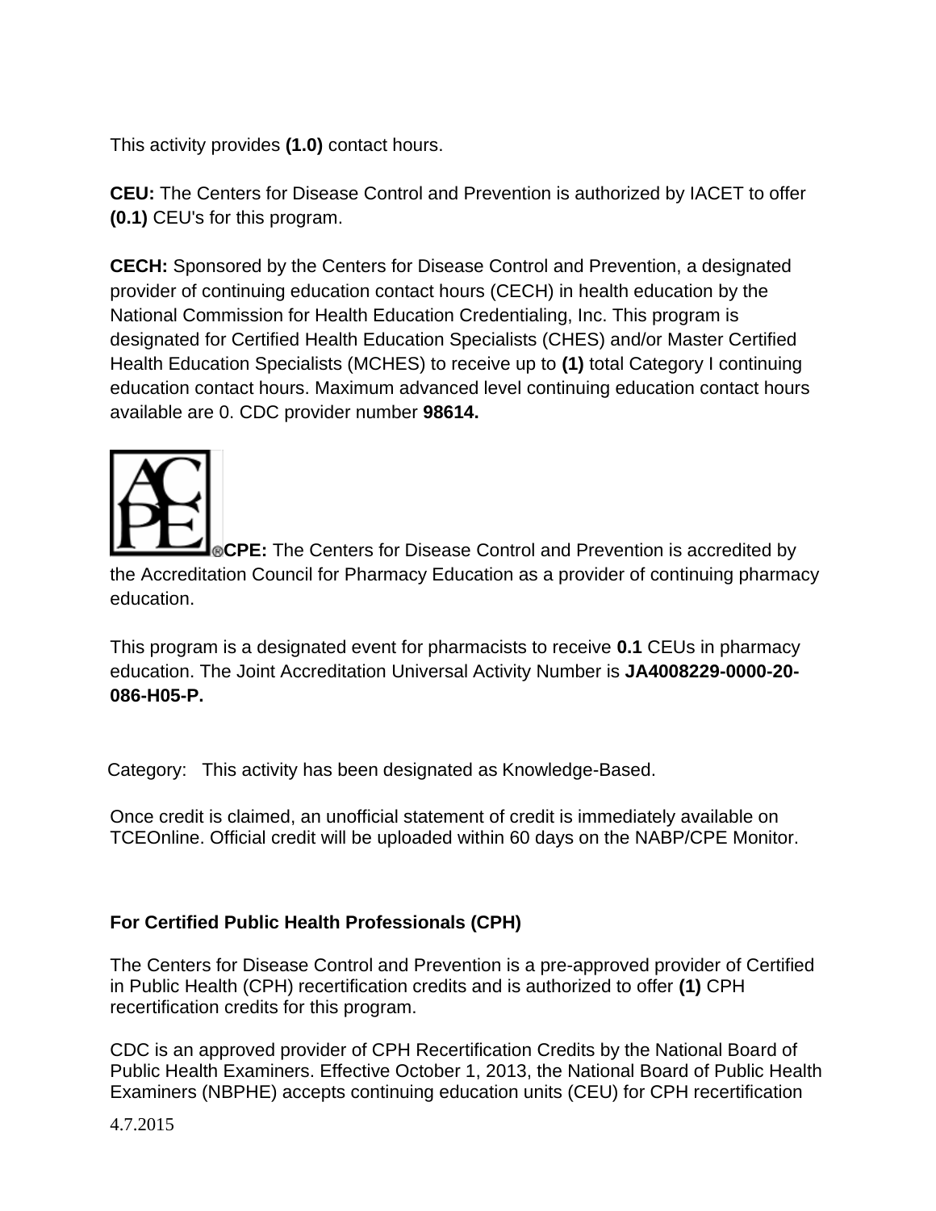This activity provides **(1.0)** contact hours.

**CEU:** The Centers for Disease Control and Prevention is authorized by IACET to offer **(0.1)** CEU's for this program.

**CECH:** Sponsored by the Centers for Disease Control and Prevention, a designated provider of continuing education contact hours (CECH) in health education by the National Commission for Health Education Credentialing, Inc. This program is designated for Certified Health Education Specialists (CHES) and/or Master Certified Health Education Specialists (MCHES) to receive up to **(1)** total Category I continuing education contact hours. Maximum advanced level continuing education contact hours available are 0. CDC provider number **98614.**

**CPE:** The Centers for Disease Control and Prevention is accredited by the Accreditation Council for Pharmacy Education as a provider of continuing pharmacy education.

This program is a designated event for pharmacists to receive **0.1** CEUs in pharmacy education. The Joint Accreditation Universal Activity Number is **JA4008229-0000-20-086-H05-P.**

Category: This activity has been designated as Knowledge-Based.

Once credit is claimed, an unofficial statement of credit is immediately available on TCEOnline. Official credit will be uploaded within 60 days on the NABP/CPE Monitor.

**For Certified Public Health Professionals (CPH)**

The Centers for Disease Control and Prevention is a pre-approved provider of Certified in Public Health (CPH) recertification credits and is authorized to offer **(1)** CPH recertification credits for this program.

CDC is an approved provider of CPH Recertification Credits by the National Board of Public Health Examiners. Effective October 1, 2013, the National Board of Public Health Examiners (NBPHE) accepts continuing education units (CEU) for CPH recertification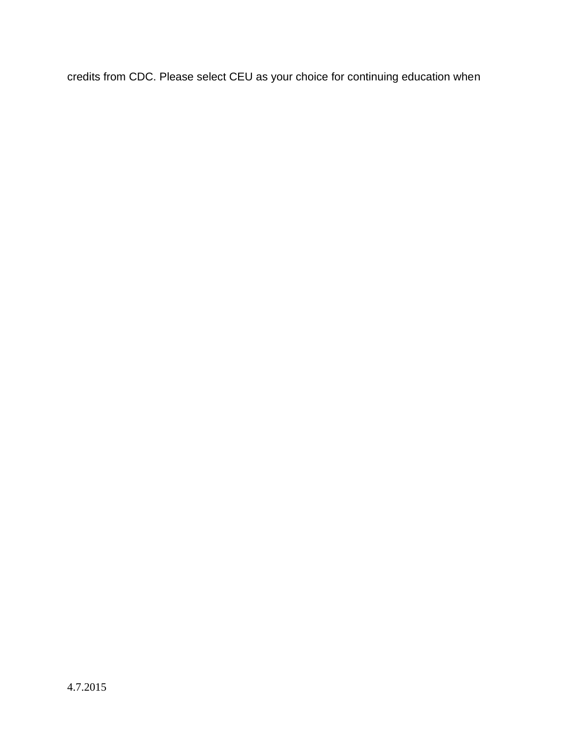credits from CDC. Please select CEU as your choice for continuing education when

4.7.2015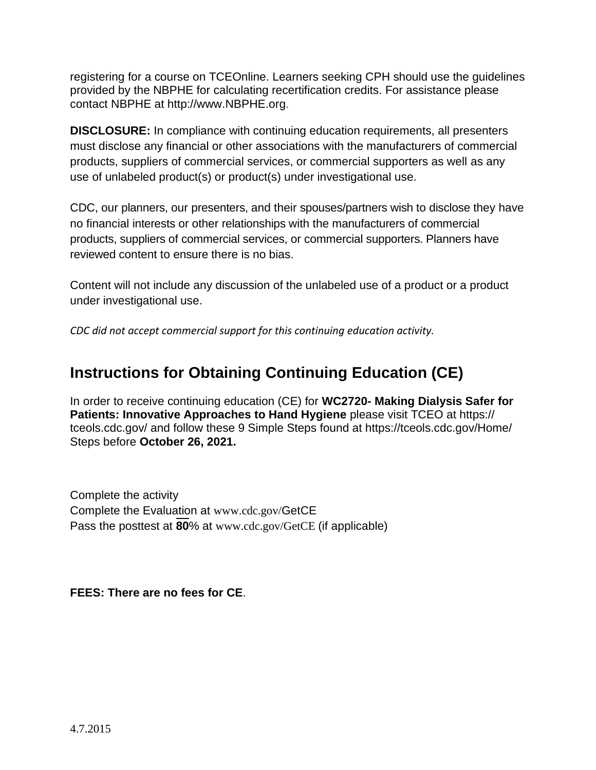registering for a course on TCEOnline. Learners seeking CPH should use the guidelines provided by the NBPHE for calculating recertification credits. For assistance please contact NBPHE at http://www.NBPHE.org.

**DISCLOSURE:** In compliance with continuing education requirements, all presenters must disclose any financial or other associations with the manufacturers of commercial products, suppliers of commercial services, or commercial supporters as well as any use of unlabeled product(s) or product(s) under investigational use.

CDC, our planners, our presenters, and their spouses/partners wish to disclose they have no financial interests or other relationships with the manufacturers of commercial products, suppliers of commercial services, or commercial supporters. Planners have reviewed content to ensure there is no bias.

Content will not include any discussion of the unlabeled use of a product or a product under investigational use.

*CDC did not accept commercial support for this continuing education activity.*

## Instructions for Obtaining Continuing Education (CE)

In order to receive continuing education (CE) for **WC2720- Making Dialysis Safer for Patients: Innovative Approaches to Hand Hygiene** please visit TCEO at https://tceols.cdc.gov/ and follow these 9 Simple Steps found at https://tceols.cdc.gov/Home/Steps before **October 26, 2021.**

Complete the activity
Complete the Evaluation at www.cdc.gov/GetCE
Pass the posttest at **80**% at www.cdc.gov/GetCE (if applicable)

**FEES: There are no fees for CE**.

4.7.2015